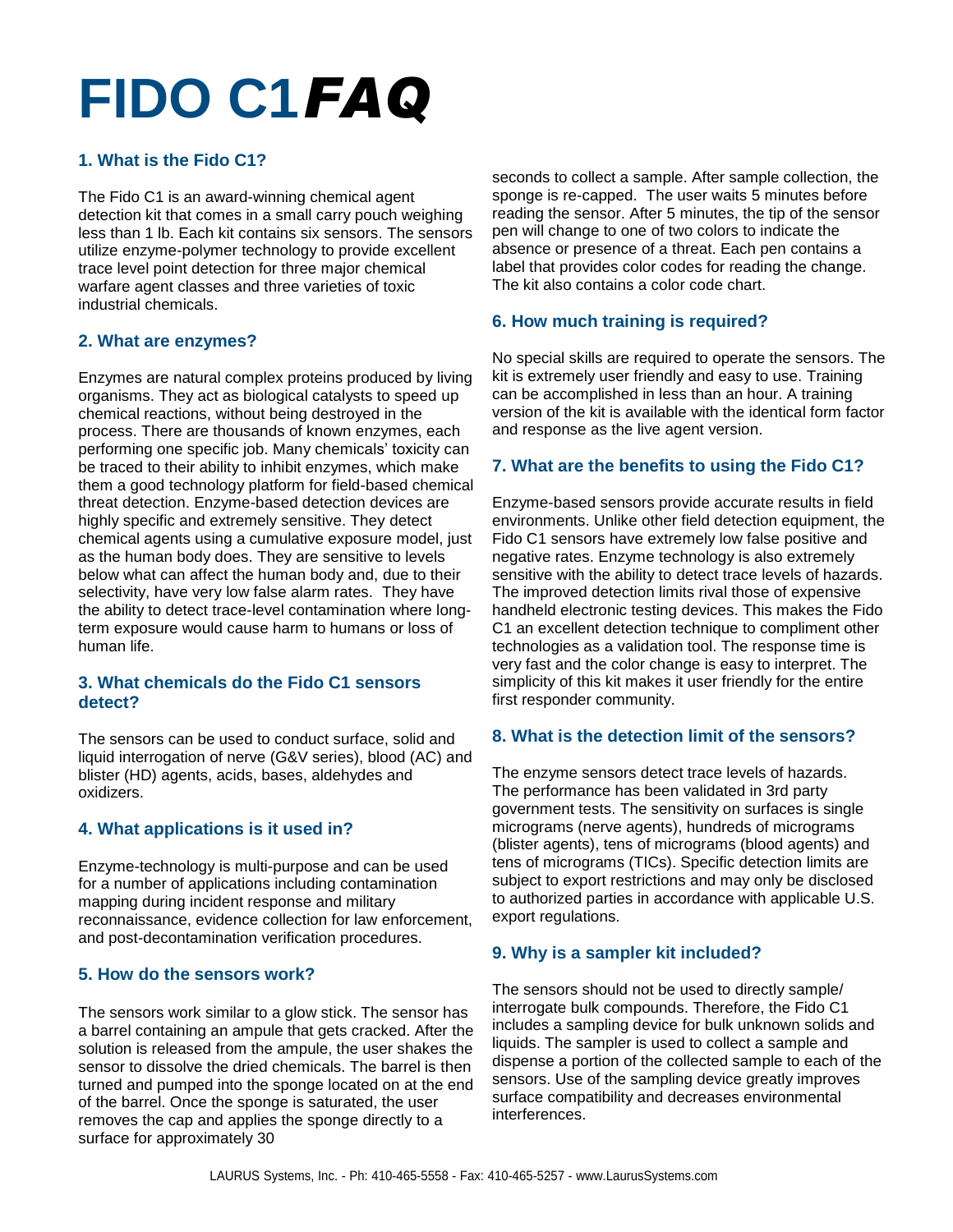# FIDO C1 *FAQ*

### 1. What is the Fido C1?

The Fido C1 is an award-winning chemical agent detection kit that comes in a small carry pouch weighing less than 1 lb. Each kit contains six sensors. The sensors utilize enzyme-polymer technology to provide excellent trace level point detection for three major chemical warfare agent classes and three varieties of toxic industrial chemicals.

### 2. What are enzymes?

Enzymes are natural complex proteins produced by living organisms. They act as biological catalysts to speed up chemical reactions, without being destroyed in the process. There are thousands of known enzymes, each performing one specific job. Many chemicals' toxicity can be traced to their ability to inhibit enzymes, which make them a good technology platform for field-based chemical threat detection. Enzyme-based detection devices are highly specific and extremely sensitive. They detect chemical agents using a cumulative exposure model, just as the human body does. They are sensitive to levels below what can affect the human body and, due to their selectivity, have very low false alarm rates. They have the ability to detect trace-level contamination where long-term exposure would cause harm to humans or loss of human life.

### 3. What chemicals do the Fido C1 sensors detect?

The sensors can be used to conduct surface, solid and liquid interrogation of nerve (G&V series), blood (AC) and blister (HD) agents, acids, bases, aldehydes and oxidizers.

### 4. What applications is it used in?

Enzyme-technology is multi-purpose and can be used for a number of applications including contamination mapping during incident response and military reconnaissance, evidence collection for law enforcement, and post-decontamination verification procedures.

### 5. How do the sensors work?

The sensors work similar to a glow stick. The sensor has a barrel containing an ampule that gets cracked. After the solution is released from the ampule, the user shakes the sensor to dissolve the dried chemicals. The barrel is then turned and pumped into the sponge located on at the end of the barrel. Once the sponge is saturated, the user removes the cap and applies the sponge directly to a surface for approximately 30 seconds to collect a sample. After sample collection, the sponge is re-capped. The user waits 5 minutes before reading the sensor. After 5 minutes, the tip of the sensor pen will change to one of two colors to indicate the absence or presence of a threat. Each pen contains a label that provides color codes for reading the change. The kit also contains a color code chart.

### 6. How much training is required?

No special skills are required to operate the sensors. The kit is extremely user friendly and easy to use. Training can be accomplished in less than an hour. A training version of the kit is available with the identical form factor and response as the live agent version.

### 7. What are the benefits to using the Fido C1?

Enzyme-based sensors provide accurate results in field environments. Unlike other field detection equipment, the Fido C1 sensors have extremely low false positive and negative rates. Enzyme technology is also extremely sensitive with the ability to detect trace levels of hazards. The improved detection limits rival those of expensive handheld electronic testing devices. This makes the Fido C1 an excellent detection technique to compliment other technologies as a validation tool. The response time is very fast and the color change is easy to interpret. The simplicity of this kit makes it user friendly for the entire first responder community.

### 8. What is the detection limit of the sensors?

The enzyme sensors detect trace levels of hazards. The performance has been validated in 3rd party government tests. The sensitivity on surfaces is single micrograms (nerve agents), hundreds of micrograms (blister agents), tens of micrograms (blood agents) and tens of micrograms (TICs). Specific detection limits are subject to export restrictions and may only be disclosed to authorized parties in accordance with applicable U.S. export regulations.

### 9. Why is a sampler kit included?

The sensors should not be used to directly sample/interrogate bulk compounds. Therefore, the Fido C1 includes a sampling device for bulk unknown solids and liquids. The sampler is used to collect a sample and dispense a portion of the collected sample to each of the sensors. Use of the sampling device greatly improves surface compatibility and decreases environmental interferences.

LAURUS Systems, Inc. - Ph: 410-465-5558 - Fax: 410-465-5257 - www.LaurusSystems.com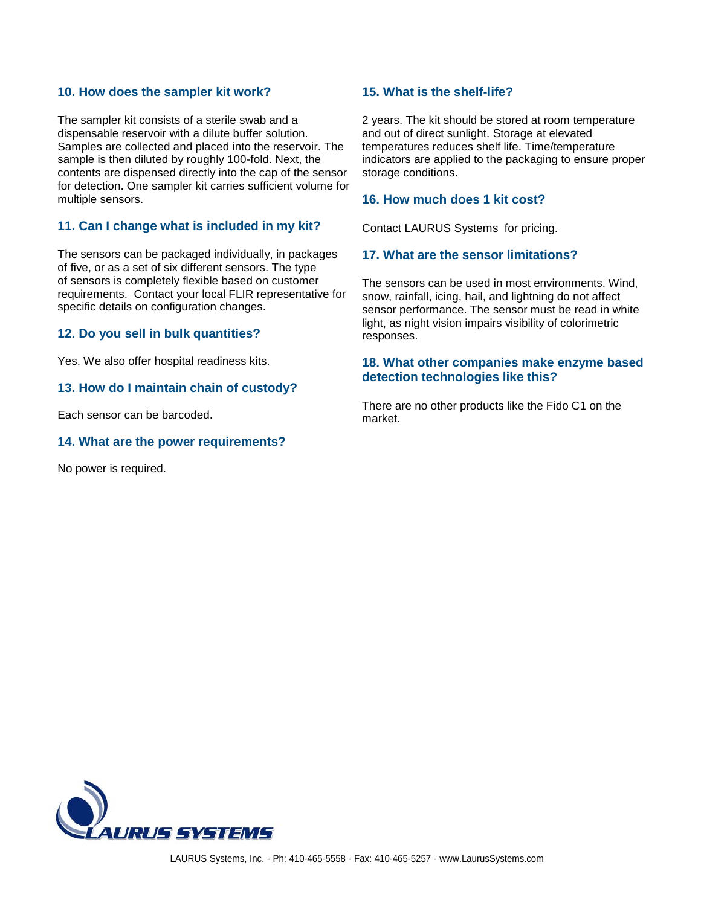### 10. How does the sampler kit work?

The sampler kit consists of a sterile swab and a dispensable reservoir with a dilute buffer solution. Samples are collected and placed into the reservoir. The sample is then diluted by roughly 100-fold. Next, the contents are dispensed directly into the cap of the sensor for detection. One sampler kit carries sufficient volume for multiple sensors.

### 11. Can I change what is included in my kit?

The sensors can be packaged individually, in packages of five, or as a set of six different sensors. The type of sensors is completely flexible based on customer requirements. Contact your local FLIR representative for specific details on configuration changes.

### 12. Do you sell in bulk quantities?

Yes. We also offer hospital readiness kits.

### 13. How do I maintain chain of custody?

Each sensor can be barcoded.

### 14. What are the power requirements?

No power is required.

### 15. What is the shelf-life?

2 years. The kit should be stored at room temperature and out of direct sunlight. Storage at elevated temperatures reduces shelf life. Time/temperature indicators are applied to the packaging to ensure proper storage conditions.

### 16. How much does 1 kit cost?

Contact LAURUS Systems for pricing.

### 17. What are the sensor limitations?

The sensors can be used in most environments. Wind, snow, rainfall, icing, hail, and lightning do not affect sensor performance. The sensor must be read in white light, as night vision impairs visibility of colorimetric responses.

### 18. What other companies make enzyme based detection technologies like this?

There are no other products like the Fido C1 on the market.

LAURUS SYSTEMS

LAURUS Systems, Inc. - Ph: 410-465-5558 - Fax: 410-465-5257 - www.LaurusSystems.com